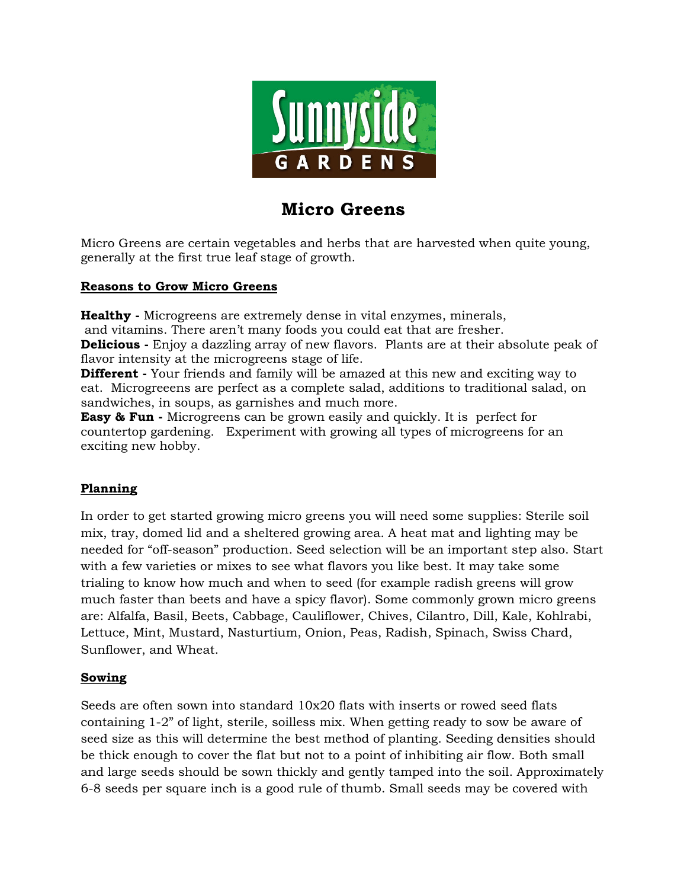Sunnyside GARDENS

# Micro Greens

Micro Greens are certain vegetables and herbs that are harvested when quite young, generally at the first true leaf stage of growth.

## Reasons to Grow Micro Greens

**Healthy -** Microgreens are extremely dense in vital enzymes, minerals, and vitamins. There aren't many foods you could eat that are fresher.
**Delicious -** Enjoy a dazzling array of new flavors. Plants are at their absolute peak of flavor intensity at the microgreens stage of life.
**Different -** Your friends and family will be amazed at this new and exciting way to eat. Microgreeens are perfect as a complete salad, additions to traditional salad, on sandwiches, in soups, as garnishes and much more.
**Easy & Fun -** Microgreens can be grown easily and quickly. It is perfect for countertop gardening. Experiment with growing all types of microgreens for an exciting new hobby.

## Planning

In order to get started growing micro greens you will need some supplies: Sterile soil mix, tray, domed lid and a sheltered growing area. A heat mat and lighting may be needed for "off-season" production. Seed selection will be an important step also. Start with a few varieties or mixes to see what flavors you like best. It may take some trialing to know how much and when to seed (for example radish greens will grow much faster than beets and have a spicy flavor). Some commonly grown micro greens are: Alfalfa, Basil, Beets, Cabbage, Cauliflower, Chives, Cilantro, Dill, Kale, Kohlrabi, Lettuce, Mint, Mustard, Nasturtium, Onion, Peas, Radish, Spinach, Swiss Chard, Sunflower, and Wheat.

## Sowing

Seeds are often sown into standard 10x20 flats with inserts or rowed seed flats containing 1-2" of light, sterile, soilless mix. When getting ready to sow be aware of seed size as this will determine the best method of planting. Seeding densities should be thick enough to cover the flat but not to a point of inhibiting air flow. Both small and large seeds should be sown thickly and gently tamped into the soil. Approximately 6-8 seeds per square inch is a good rule of thumb. Small seeds may be covered with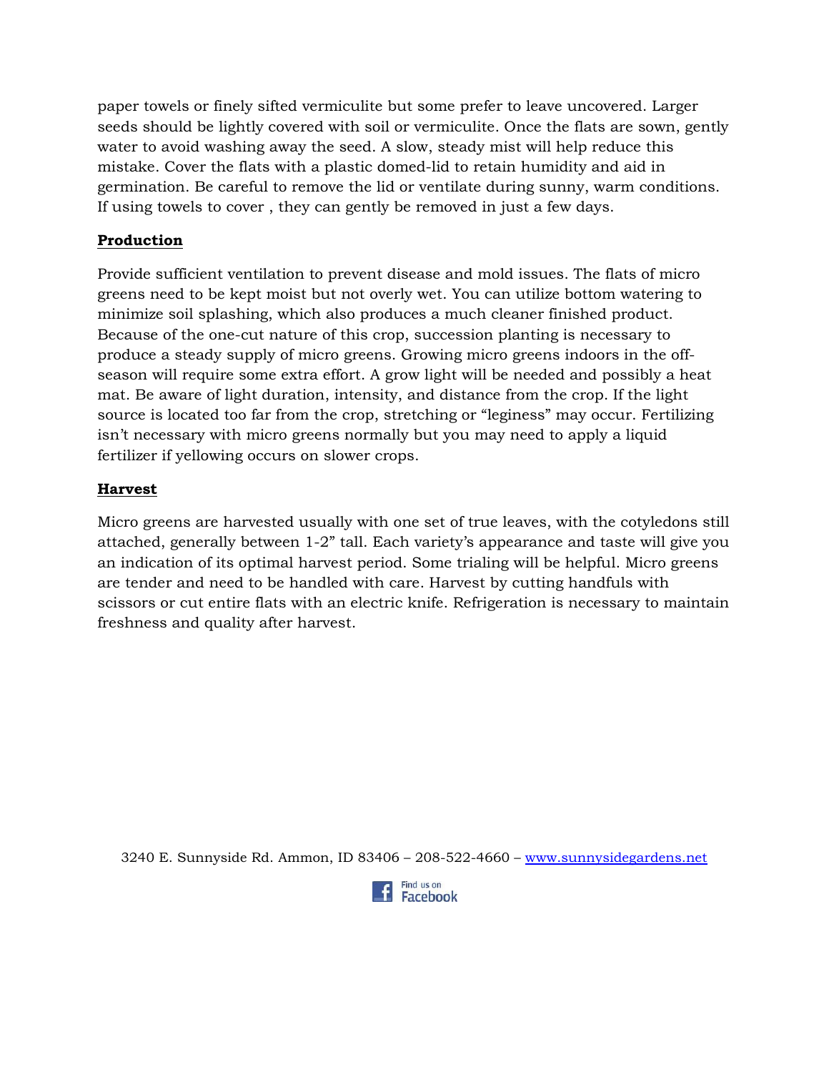paper towels or finely sifted vermiculite but some prefer to leave uncovered. Larger seeds should be lightly covered with soil or vermiculite. Once the flats are sown, gently water to avoid washing away the seed. A slow, steady mist will help reduce this mistake. Cover the flats with a plastic domed-lid to retain humidity and aid in germination. Be careful to remove the lid or ventilate during sunny, warm conditions. If using towels to cover , they can gently be removed in just a few days.

## **Production**

Provide sufficient ventilation to prevent disease and mold issues. The flats of micro greens need to be kept moist but not overly wet. You can utilize bottom watering to minimize soil splashing, which also produces a much cleaner finished product. Because of the one-cut nature of this crop, succession planting is necessary to produce a steady supply of micro greens. Growing micro greens indoors in the off-season will require some extra effort. A grow light will be needed and possibly a heat mat. Be aware of light duration, intensity, and distance from the crop. If the light source is located too far from the crop, stretching or "leginess" may occur. Fertilizing isn't necessary with micro greens normally but you may need to apply a liquid fertilizer if yellowing occurs on slower crops.

## **Harvest**

Micro greens are harvested usually with one set of true leaves, with the cotyledons still attached, generally between 1-2" tall. Each variety's appearance and taste will give you an indication of its optimal harvest period. Some trialing will be helpful. Micro greens are tender and need to be handled with care. Harvest by cutting handfuls with scissors or cut entire flats with an electric knife. Refrigeration is necessary to maintain freshness and quality after harvest.

3240 E. Sunnyside Rd. Ammon, ID 83406 – 208-522-4660 – www.sunnysidegardens.net

Find us on Facebook